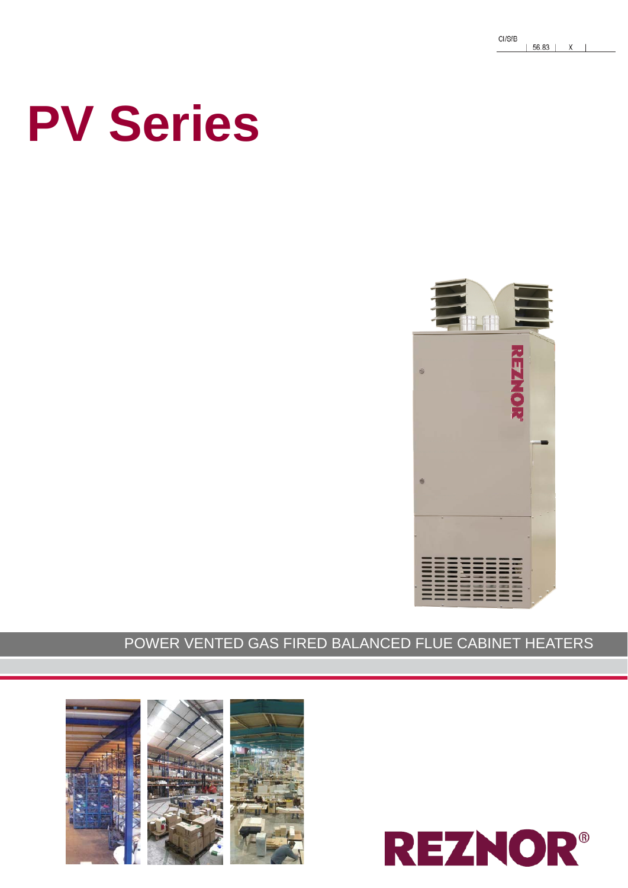CI/SfB | 56.83 | X |

# PV Series

POWER VENTED GAS FIRED BALANCED FLUE CABINET HEATERS

REZNOR®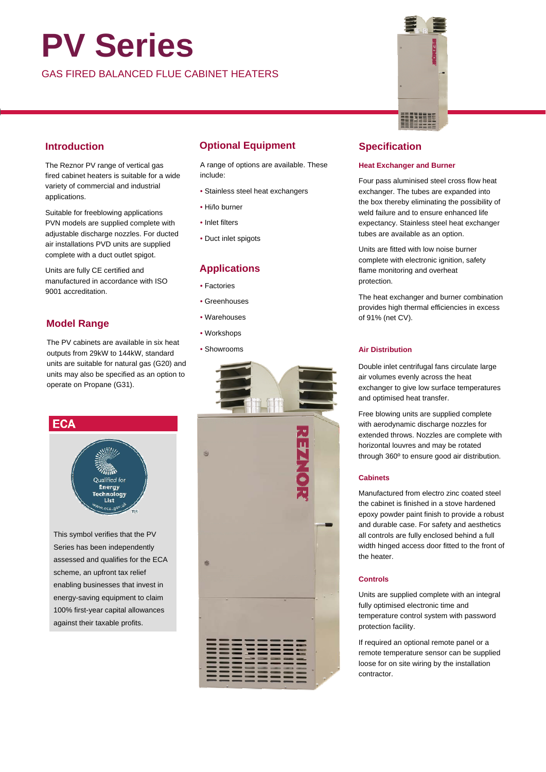# PV Series

GAS FIRED BALANCED FLUE CABINET HEATERS

## Introduction

The Reznor PV range of vertical gas fired cabinet heaters is suitable for a wide variety of commercial and industrial applications.

Suitable for freeblowing applications PVN models are supplied complete with adjustable discharge nozzles. For ducted air installations PVD units are supplied complete with a duct outlet spigot.

Units are fully CE certified and manufactured in accordance with ISO 9001 accreditation.

## Model Range

The PV cabinets are available in six heat outputs from 29kW to 144kW, standard units are suitable for natural gas (G20) and units may also be specified as an option to operate on Propane (G31).

## ECA

This symbol verifies that the PV Series has been independently assessed and qualifies for the ECA scheme, an upfront tax relief enabling businesses that invest in energy-saving equipment to claim 100% first-year capital allowances against their taxable profits.

## Optional Equipment

A range of options are available. These include:

- Stainless steel heat exchangers
- Hi/lo burner
- Inlet filters
- Duct inlet spigots

## Applications

- Factories
- Greenhouses
- Warehouses
- Workshops
- Showrooms

## Specification

### Heat Exchanger and Burner

Four pass aluminised steel cross flow heat exchanger. The tubes are expanded into the box thereby eliminating the possibility of weld failure and to ensure enhanced life expectancy. Stainless steel heat exchanger tubes are available as an option.

Units are fitted with low noise burner complete with electronic ignition, safety flame monitoring and overheat protection.

The heat exchanger and burner combination provides high thermal efficiencies in excess of 91% (net CV).

### Air Distribution

Double inlet centrifugal fans circulate large air volumes evenly across the heat exchanger to give low surface temperatures and optimised heat transfer.

Free blowing units are supplied complete with aerodynamic discharge nozzles for extended throws. Nozzles are complete with horizontal louvres and may be rotated through 360º to ensure good air distribution.

### Cabinets

Manufactured from electro zinc coated steel the cabinet is finished in a stove hardened epoxy powder paint finish to provide a robust and durable case. For safety and aesthetics all controls are fully enclosed behind a full width hinged access door fitted to the front of the heater.

### Controls

Units are supplied complete with an integral fully optimised electronic time and temperature control system with password protection facility.

If required an optional remote panel or a remote temperature sensor can be supplied loose for on site wiring by the installation contractor.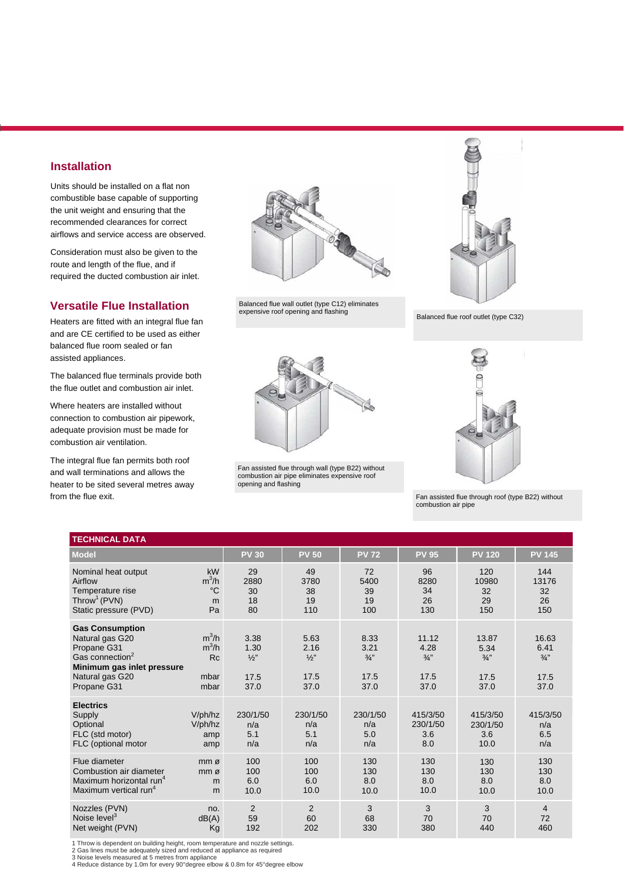## Installation

Units should be installed on a flat non combustible base capable of supporting the unit weight and ensuring that the recommended clearances for correct airflows and service access are observed.

Consideration must also be given to the route and length of the flue, and if required the ducted combustion air inlet.

## Versatile Flue Installation

Heaters are fitted with an integral flue fan and are CE certified to be used as either balanced flue room sealed or fan assisted appliances.

The balanced flue terminals provide both the flue outlet and combustion air inlet.

Where heaters are installed without connection to combustion air pipework, adequate provision must be made for combustion air ventilation.

The integral flue fan permits both roof and wall terminations and allows the heater to be sited several metres away from the flue exit.

Balanced flue wall outlet (type C12) eliminates expensive roof opening and flashing

Balanced flue roof outlet (type C32)

Fan assisted flue through wall (type B22) without combustion air pipe eliminates expensive roof opening and flashing

Fan assisted flue through roof (type B22) without combustion air pipe

**TECHNICAL DATA**

| Model | | PV 30 | PV 50 | PV 72 | PV 95 | PV 120 | PV 145 |
|---|---|---|---|---|---|---|---|
| Nominal heat output | kW | 29 | 49 | 72 | 96 | 120 | 144 |
| Airflow | $m^3/h$ | 2880 | 3780 | 5400 | 8280 | 10980 | 13176 |
| Temperature rise | °C | 30 | 38 | 39 | 34 | 32 | 32 |
| Throw[1] (PVN) | m | 18 | 19 | 19 | 26 | 29 | 26 |
| Static pressure (PVD) | Pa | 80 | 110 | 100 | 130 | 150 | 150 |
| **Gas Consumption** | | | | | | | |
| Natural gas G20 | $m^3/h$ | 3.38 | 5.63 | 8.33 | 11.12 | 13.87 | 16.63 |
| Propane G31 | $m^3/h$ | 1.30 | 2.16 | 3.21 | 4.28 | 5.34 | 6.41 |
| Gas connection[2] | Rc | ½" | ½" | ¾" | ¾" | ¾" | ¾" |
| **Minimum gas inlet pressure** | | | | | | | |
| Natural gas G20 | mbar | 17.5 | 17.5 | 17.5 | 17.5 | 17.5 | 17.5 |
| Propane G31 | mbar | 37.0 | 37.0 | 37.0 | 37.0 | 37.0 | 37.0 |
| **Electrics** | | | | | | | |
| Supply | V/ph/hz | 230/1/50 | 230/1/50 | 230/1/50 | 415/3/50 | 415/3/50 | 415/3/50 |
| Optional | V/ph/hz | n/a | n/a | n/a | 230/1/50 | 230/1/50 | n/a |
| FLC (std motor) | amp | 5.1 | 5.1 | 5.0 | 3.6 | 3.6 | 6.5 |
| FLC (optional motor | amp | n/a | n/a | n/a | 8.0 | 10.0 | n/a |
| Flue diameter | mm ø | 100 | 100 | 130 | 130 | 130 | 130 |
| Combustion air diameter | mm ø | 100 | 100 | 130 | 130 | 130 | 130 |
| Maximum horizontal run[4] | m | 6.0 | 6.0 | 8.0 | 8.0 | 8.0 | 8.0 |
| Maximum vertical run[4] | m | 10.0 | 10.0 | 10.0 | 10.0 | 10.0 | 10.0 |
| Nozzles (PVN) | no. | 2 | 2 | 3 | 3 | 3 | 4 |
| Noise level[3] | dB(A) | 59 | 60 | 68 | 70 | 70 | 72 |
| Net weight (PVN) | Kg | 192 | 202 | 330 | 380 | 440 | 460 |

1 Throw is dependent on building height, room temperature and nozzle settings.
2 Gas lines must be adequately sized and reduced at appliance as required
3 Noise levels measured at 5 metres from appliance
4 Reduce distance by 1.0m for every 90°degree elbow & 0.8m for 45°degree elbow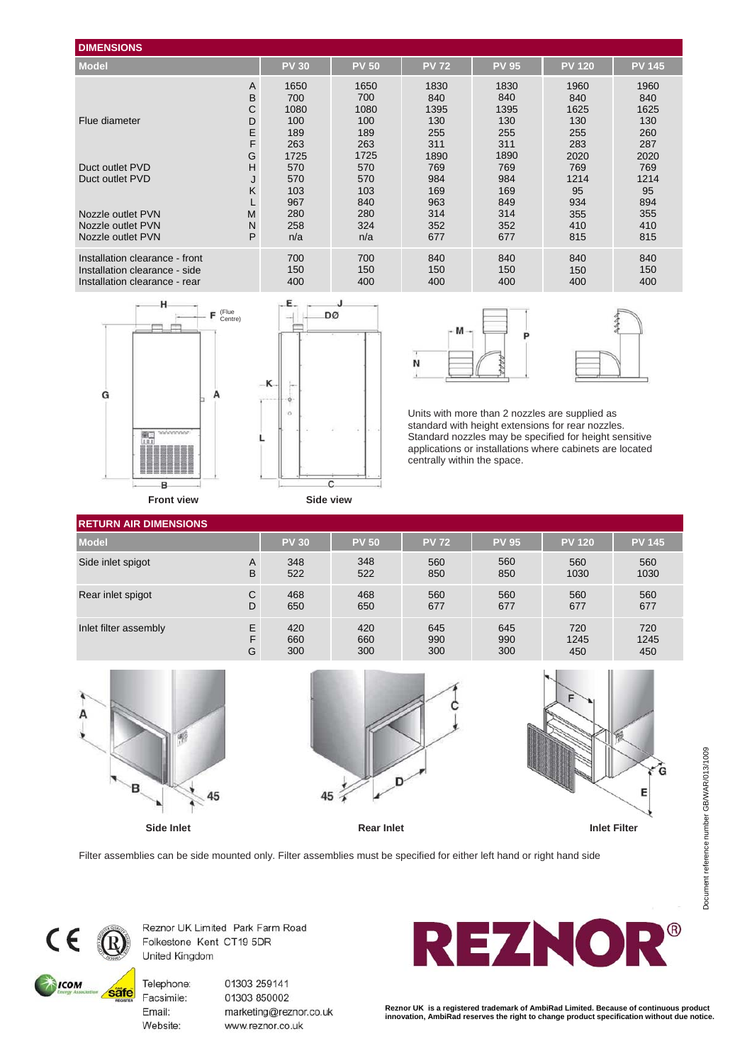## DIMENSIONS

| Model | | PV 30 | PV 50 | PV 72 | PV 95 | PV 120 | PV 145 |
|---|---|---|---|---|---|---|---|
| | A | 1650 | 1650 | 1830 | 1830 | 1960 | 1960 |
| | B | 700 | 700 | 840 | 840 | 840 | 840 |
| | C | 1080 | 1080 | 1395 | 1395 | 1625 | 1625 |
| Flue diameter | D | 100 | 100 | 130 | 130 | 130 | 130 |
| | E | 189 | 189 | 255 | 255 | 255 | 260 |
| | F | 263 | 263 | 311 | 311 | 283 | 287 |
| | G | 1725 | 1725 | 1890 | 1890 | 2020 | 2020 |
| Duct outlet PVD | H | 570 | 570 | 769 | 769 | 769 | 769 |
| Duct outlet PVD | J | 570 | 570 | 984 | 984 | 1214 | 1214 |
| | K | 103 | 103 | 169 | 169 | 95 | 95 |
| | L | 967 | 840 | 963 | 849 | 934 | 894 |
| Nozzle outlet PVN | M | 280 | 280 | 314 | 314 | 355 | 355 |
| Nozzle outlet PVN | N | 258 | 324 | 352 | 352 | 410 | 410 |
| Nozzle outlet PVN | P | n/a | n/a | 677 | 677 | 815 | 815 |
| Installation clearance - front | | 700 | 700 | 840 | 840 | 840 | 840 |
| Installation clearance - side | | 150 | 150 | 150 | 150 | 150 | 150 |
| Installation clearance - rear | | 400 | 400 | 400 | 400 | 400 | 400 |

H F (Flue Centre) G A B

**Front view**

E J DØ K L C

**Side view**

M P N

Units with more than 2 nozzles are supplied as standard with height extensions for rear nozzles. Standard nozzles may be specified for height sensitive applications or installations where cabinets are located centrally within the space.

## RETURN AIR DIMENSIONS

| Model | | PV 30 | PV 50 | PV 72 | PV 95 | PV 120 | PV 145 |
|---|---|---|---|---|---|---|---|
| Side inlet spigot | A | 348 | 348 | 560 | 560 | 560 | 560 |
| | B | 522 | 522 | 850 | 850 | 1030 | 1030 |
| Rear inlet spigot | C | 468 | 468 | 560 | 560 | 560 | 560 |
| | D | 650 | 650 | 677 | 677 | 677 | 677 |
| Inlet filter assembly | E | 420 | 420 | 645 | 645 | 720 | 720 |
| | F | 660 | 660 | 990 | 990 | 1245 | 1245 |
| | G | 300 | 300 | 300 | 300 | 450 | 450 |

A B 45

**Side Inlet**

C D 45

**Rear Inlet**

F G E

**Inlet Filter**

Filter assemblies can be side mounted only. Filter assemblies must be specified for either left hand or right hand side

Document reference number GB/WAR/013/1009

Reznor UK Limited Park Farm Road
Folkestone Kent CT19 5DR
United Kingdom

Telephone: 01303 259141
Facsimile: 01303 850002
Email: marketing@reznor.co.uk
Website: www.reznor.co.uk

REZNOR®

**Reznor UK is a registered trademark of AmbiRad Limited. Because of continuous product innovation, AmbiRad reserves the right to change product specification without due notice.**